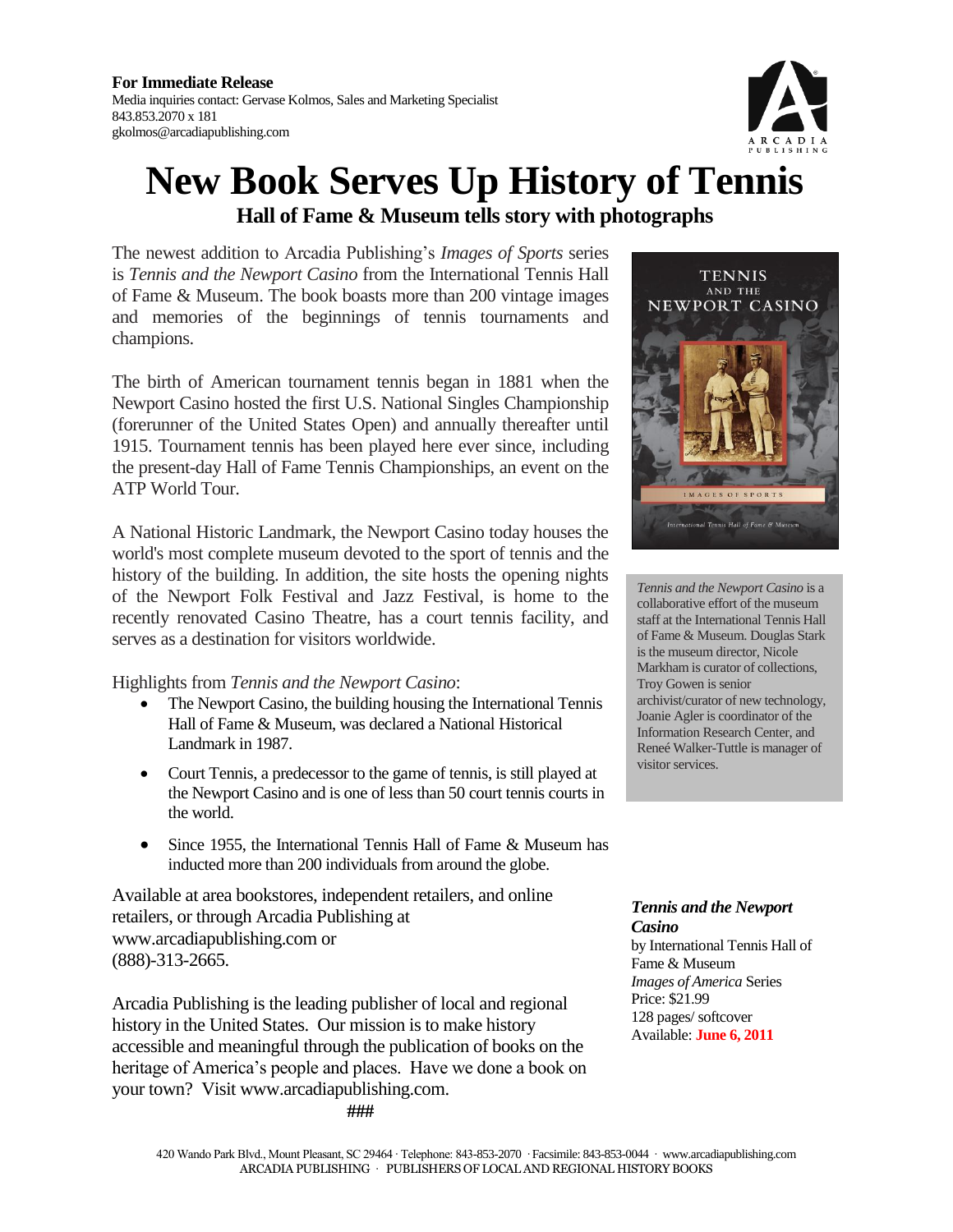**For Immediate Release**
Media inquiries contact: Gervase Kolmos, Sales and Marketing Specialist
843.853.2070 x 181
gkolmos@arcadiapublishing.com

# New Book Serves Up History of Tennis

## Hall of Fame & Museum tells story with photographs

The newest addition to Arcadia Publishing's *Images of Sports* series is *Tennis and the Newport Casino* from the International Tennis Hall of Fame & Museum. The book boasts more than 200 vintage images and memories of the beginnings of tennis tournaments and champions.

The birth of American tournament tennis began in 1881 when the Newport Casino hosted the first U.S. National Singles Championship (forerunner of the United States Open) and annually thereafter until 1915. Tournament tennis has been played here ever since, including the present-day Hall of Fame Tennis Championships, an event on the ATP World Tour.

A National Historic Landmark, the Newport Casino today houses the world's most complete museum devoted to the sport of tennis and the history of the building. In addition, the site hosts the opening nights of the Newport Folk Festival and Jazz Festival, is home to the recently renovated Casino Theatre, has a court tennis facility, and serves as a destination for visitors worldwide.

Highlights from *Tennis and the Newport Casino*:

- The Newport Casino, the building housing the International Tennis Hall of Fame & Museum, was declared a National Historical Landmark in 1987.
- Court Tennis, a predecessor to the game of tennis, is still played at the Newport Casino and is one of less than 50 court tennis courts in the world.
- Since 1955, the International Tennis Hall of Fame & Museum has inducted more than 200 individuals from around the globe.

Available at area bookstores, independent retailers, and online retailers, or through Arcadia Publishing at www.arcadiapublishing.com or (888)-313-2665.

Arcadia Publishing is the leading publisher of local and regional history in the United States. Our mission is to make history accessible and meaningful through the publication of books on the heritage of America's people and places. Have we done a book on your town? Visit www.arcadiapublishing.com.

###

*Tennis and the Newport Casino* is a collaborative effort of the museum staff at the International Tennis Hall of Fame & Museum. Douglas Stark is the museum director, Nicole Markham is curator of collections, Troy Gowen is senior archivist/curator of new technology, Joanie Agler is coordinator of the Information Research Center, and Reneé Walker-Tuttle is manager of visitor services.

***Tennis and the Newport Casino***
by International Tennis Hall of Fame & Museum
*Images of America* Series
Price: $21.99
128 pages/ softcover
Available: **June 6, 2011**

420 Wando Park Blvd., Mount Pleasant, SC 29464 · Telephone: 843-853-2070 · Facsimile: 843-853-0044 · www.arcadiapublishing.com
ARCADIA PUBLISHING · PUBLISHERS OF LOCAL AND REGIONAL HISTORY BOOKS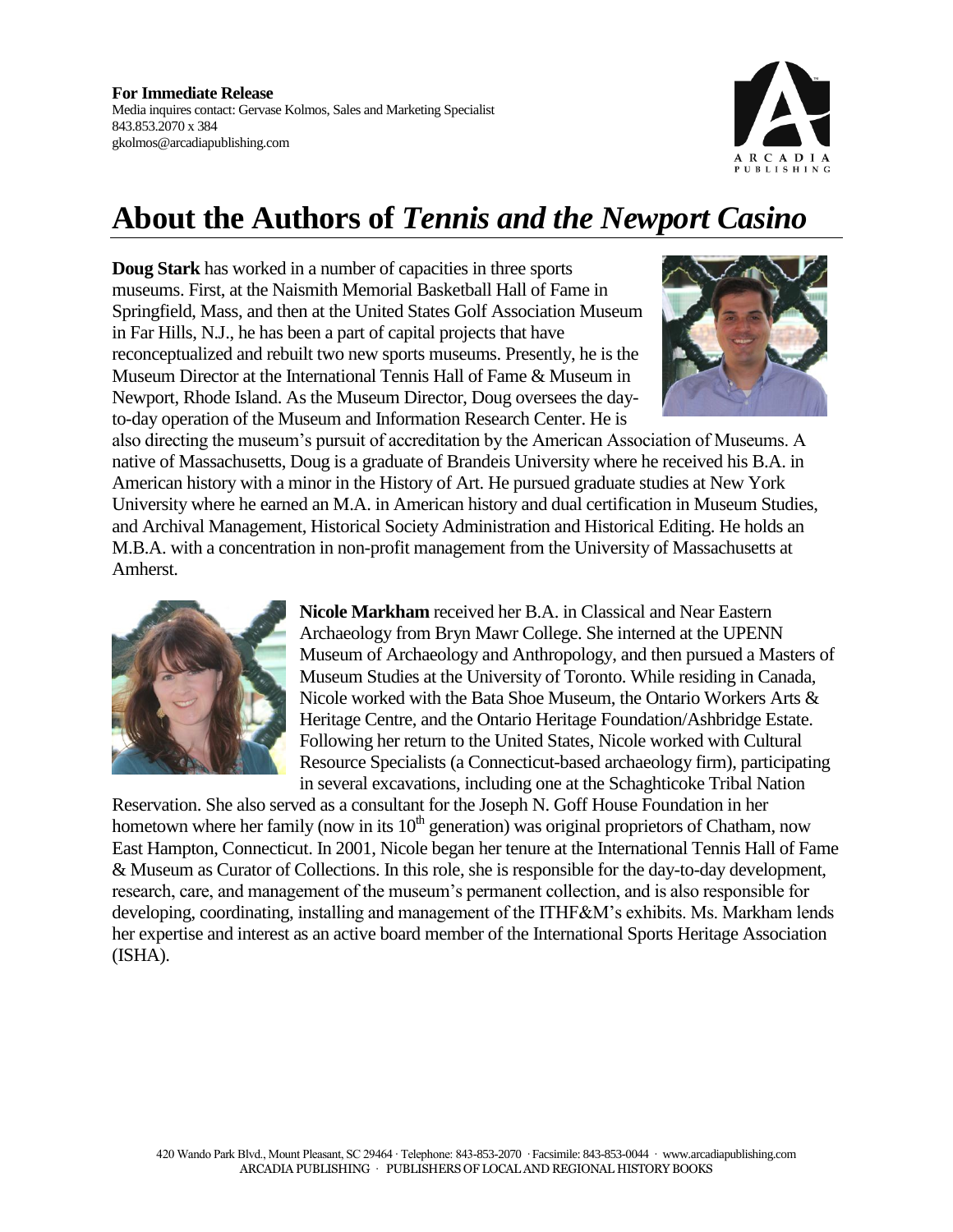**For Immediate Release**
Media inquires contact: Gervase Kolmos, Sales and Marketing Specialist
843.853.2070 x 384
gkolmos@arcadiapublishing.com

# About the Authors of *Tennis and the Newport Casino*

**Doug Stark** has worked in a number of capacities in three sports museums. First, at the Naismith Memorial Basketball Hall of Fame in Springfield, Mass, and then at the United States Golf Association Museum in Far Hills, N.J., he has been a part of capital projects that have reconceptualized and rebuilt two new sports museums. Presently, he is the Museum Director at the International Tennis Hall of Fame & Museum in Newport, Rhode Island. As the Museum Director, Doug oversees the day-to-day operation of the Museum and Information Research Center. He is also directing the museum's pursuit of accreditation by the American Association of Museums. A native of Massachusetts, Doug is a graduate of Brandeis University where he received his B.A. in American history with a minor in the History of Art. He pursued graduate studies at New York University where he earned an M.A. in American history and dual certification in Museum Studies, and Archival Management, Historical Society Administration and Historical Editing. He holds an M.B.A. with a concentration in non-profit management from the University of Massachusetts at Amherst.

**Nicole Markham** received her B.A. in Classical and Near Eastern Archaeology from Bryn Mawr College. She interned at the UPENN Museum of Archaeology and Anthropology, and then pursued a Masters of Museum Studies at the University of Toronto. While residing in Canada, Nicole worked with the Bata Shoe Museum, the Ontario Workers Arts & Heritage Centre, and the Ontario Heritage Foundation/Ashbridge Estate. Following her return to the United States, Nicole worked with Cultural Resource Specialists (a Connecticut-based archaeology firm), participating in several excavations, including one at the Schaghticoke Tribal Nation Reservation. She also served as a consultant for the Joseph N. Goff House Foundation in her hometown where her family (now in its 10th generation) was original proprietors of Chatham, now East Hampton, Connecticut. In 2001, Nicole began her tenure at the International Tennis Hall of Fame & Museum as Curator of Collections. In this role, she is responsible for the day-to-day development, research, care, and management of the museum's permanent collection, and is also responsible for developing, coordinating, installing and management of the ITHF&M's exhibits. Ms. Markham lends her expertise and interest as an active board member of the International Sports Heritage Association (ISHA).

420 Wando Park Blvd., Mount Pleasant, SC 29464 · Telephone: 843-853-2070 · Facsimile: 843-853-0044 · www.arcadiapublishing.com
ARCADIA PUBLISHING · PUBLISHERS OF LOCAL AND REGIONAL HISTORY BOOKS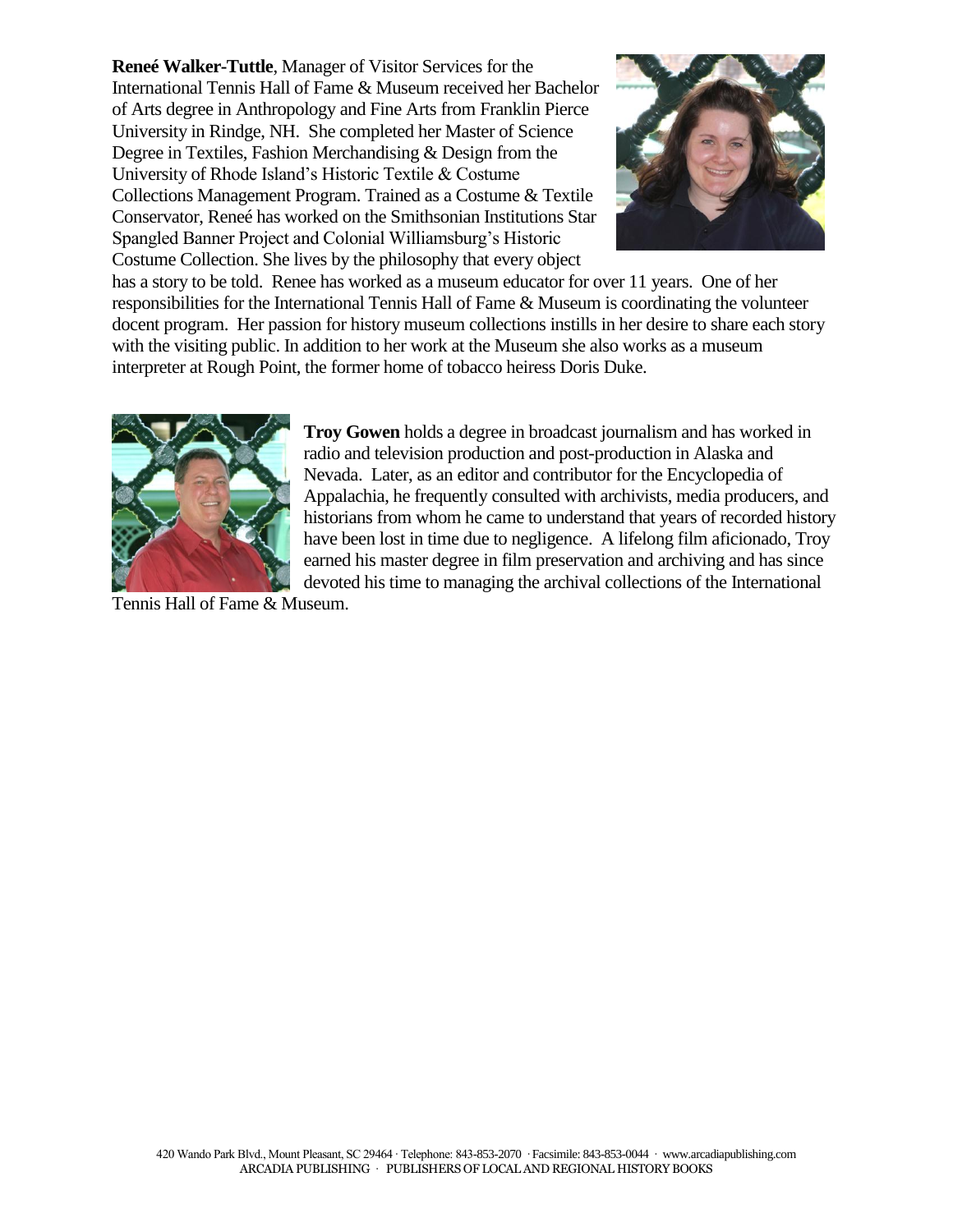**Reneé Walker-Tuttle**, Manager of Visitor Services for the International Tennis Hall of Fame & Museum received her Bachelor of Arts degree in Anthropology and Fine Arts from Franklin Pierce University in Rindge, NH. She completed her Master of Science Degree in Textiles, Fashion Merchandising & Design from the University of Rhode Island's Historic Textile & Costume Collections Management Program. Trained as a Costume & Textile Conservator, Reneé has worked on the Smithsonian Institutions Star Spangled Banner Project and Colonial Williamsburg's Historic Costume Collection. She lives by the philosophy that every object has a story to be told. Renee has worked as a museum educator for over 11 years. One of her responsibilities for the International Tennis Hall of Fame & Museum is coordinating the volunteer docent program. Her passion for history museum collections instills in her desire to share each story with the visiting public. In addition to her work at the Museum she also works as a museum interpreter at Rough Point, the former home of tobacco heiress Doris Duke.

**Troy Gowen** holds a degree in broadcast journalism and has worked in radio and television production and post-production in Alaska and Nevada. Later, as an editor and contributor for the Encyclopedia of Appalachia, he frequently consulted with archivists, media producers, and historians from whom he came to understand that years of recorded history have been lost in time due to negligence. A lifelong film aficionado, Troy earned his master degree in film preservation and archiving and has since devoted his time to managing the archival collections of the International Tennis Hall of Fame & Museum.